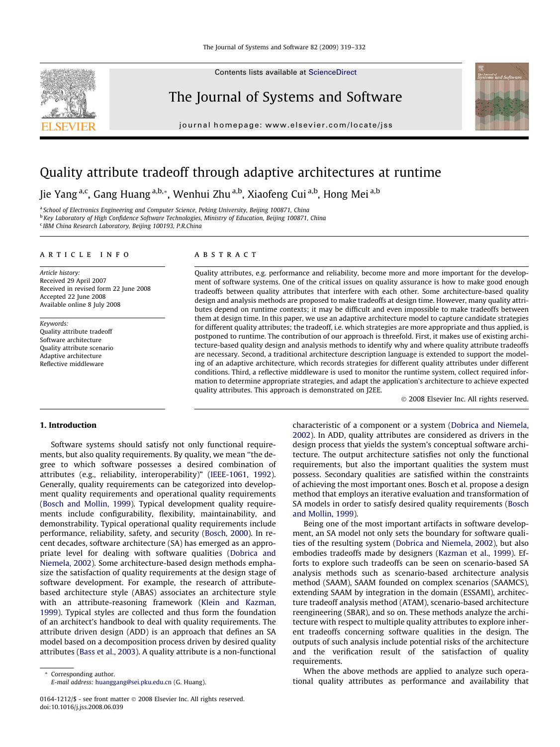# Quality attribute tradeoff through adaptive architectures at runtime

Jie Yang [a,c], Gang Huang [a,b,*], Wenhui Zhu [a,b], Xiaofeng Cui [a,b], Hong Mei [a,b]

[a] School of Electronics Engineering and Computer Science, Peking University, Beijing 100871, China
[b] Key Laboratory of High Confidence Software Technologies, Ministry of Education, Beijing 100871, China
[c] IBM China Research Laboratory, Beijing 100193, P.R.China

**ARTICLE INFO**

*Article history:*
Received 29 April 2007
Received in revised form 22 June 2008
Accepted 22 June 2008
Available online 8 July 2008

*Keywords:*
Quality attribute tradeoff
Software architecture
Quality attribute scenario
Adaptive architecture
Reflective middleware

**ABSTRACT**

Quality attributes, e.g. performance and reliability, become more and more important for the development of software systems. One of the critical issues on quality assurance is how to make good enough tradeoffs between quality attributes that interfere with each other. Some architecture-based quality design and analysis methods are proposed to make tradeoffs at design time. However, many quality attributes depend on runtime contexts; it may be difficult and even impossible to make tradeoffs between them at design time. In this paper, we use an adaptive architecture model to capture candidate strategies for different quality attributes; the tradeoff, i.e. which strategies are more appropriate and thus applied, is postponed to runtime. The contribution of our approach is threefold. First, it makes use of existing architecture-based quality design and analysis methods to identify why and where quality attribute tradeoffs are necessary. Second, a traditional architecture description language is extended to support the modeling of an adaptive architecture, which records strategies for different quality attributes under different conditions. Third, a reflective middleware is used to monitor the runtime system, collect required information to determine appropriate strategies, and adapt the application's architecture to achieve expected quality attributes. This approach is demonstrated on J2EE.

© 2008 Elsevier Inc. All rights reserved.

## 1. Introduction

Software systems should satisfy not only functional requirements, but also quality requirements. By quality, we mean "the degree to which software possesses a desired combination of attributes (e.g., reliability, interoperability)" (IEEE-1061, 1992). Generally, quality requirements can be categorized into development quality requirements and operational quality requirements (Bosch and Mollin, 1999). Typical development quality requirements include configurability, flexibility, maintainability, and demonstrability. Typical operational quality requirements include performance, reliability, safety, and security (Bosch, 2000). In recent decades, software architecture (SA) has emerged as an appropriate level for dealing with software qualities (Dobrica and Niemela, 2002). Some architecture-based design methods emphasize the satisfaction of quality requirements at the design stage of software development. For example, the research of attribute-based architecture style (ABAS) associates an architecture style with an attribute-reasoning framework (Klein and Kazman, 1999). Typical styles are collected and thus form the foundation of an architect's handbook to deal with quality requirements. The attribute driven design (ADD) is an approach that defines an SA model based on a decomposition process driven by desired quality attributes (Bass et al., 2003). A quality attribute is a non-functional characteristic of a component or a system (Dobrica and Niemela, 2002). In ADD, quality attributes are considered as drivers in the design process that yields the system's conceptual software architecture. The output architecture satisfies not only the functional requirements, but also the important qualities the system must possess. Secondary qualities are satisfied within the constraints of achieving the most important ones. Bosch et al. propose a design method that employs an iterative evaluation and transformation of SA models in order to satisfy desired quality requirements (Bosch and Mollin, 1999).

Being one of the most important artifacts in software development, an SA model not only sets the boundary for software qualities of the resulting system (Dobrica and Niemela, 2002), but also embodies tradeoffs made by designers (Kazman et al., 1999). Efforts to explore such tradeoffs can be seen on scenario-based SA analysis methods such as scenario-based software architecture analysis method (SAAM), SAAM founded on complex scenarios (SAAMCS), extending SAAM by integration in the domain (ESSAMI), architecture tradeoff analysis method (ATAM), scenario-based architecture reengineering (SBAR), and so on. These methods analyze the architecture with respect to multiple quality attributes to explore inherent tradeoffs concerning software qualities in the design. The outputs of such analysis include potential risks of the architecture and the verification result of the satisfaction of quality requirements.

When the above methods are applied to analyze such operational quality attributes as performance and availability that

* Corresponding author.
E-mail address: huanggang@sei.pku.edu.cn (G. Huang).

0164-1212/$ - see front matter © 2008 Elsevier Inc. All rights reserved.
doi:10.1016/j.jss.2008.06.039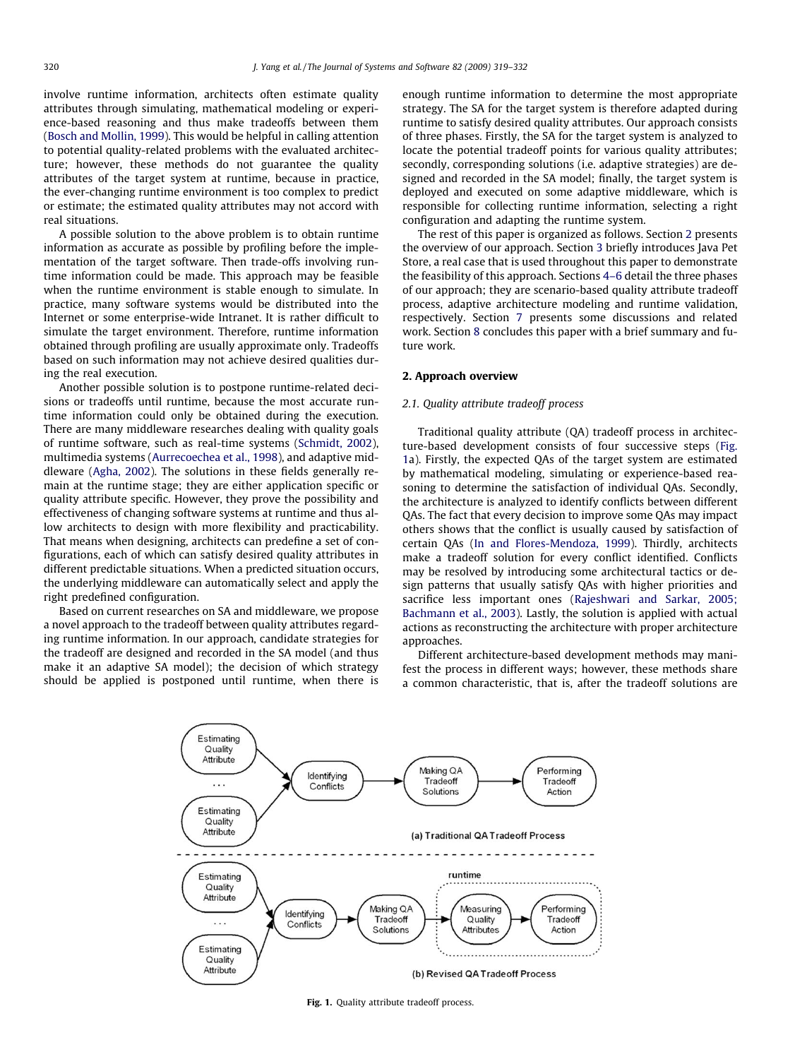involve runtime information, architects often estimate quality attributes through simulating, mathematical modeling or experience-based reasoning and thus make tradeoffs between them (Bosch and Mollin, 1999). This would be helpful in calling attention to potential quality-related problems with the evaluated architecture; however, these methods do not guarantee the quality attributes of the target system at runtime, because in practice, the ever-changing runtime environment is too complex to predict or estimate; the estimated quality attributes may not accord with real situations.

A possible solution to the above problem is to obtain runtime information as accurate as possible by profiling before the implementation of the target software. Then trade-offs involving runtime information could be made. This approach may be feasible when the runtime environment is stable enough to simulate. In practice, many software systems would be distributed into the Internet or some enterprise-wide Intranet. It is rather difficult to simulate the target environment. Therefore, runtime information obtained through profiling are usually approximate only. Tradeoffs based on such information may not achieve desired qualities during the real execution.

Another possible solution is to postpone runtime-related decisions or tradeoffs until runtime, because the most accurate runtime information could only be obtained during the execution. There are many middleware researches dealing with quality goals of runtime software, such as real-time systems (Schmidt, 2002), multimedia systems (Aurrecoechea et al., 1998), and adaptive middleware (Agha, 2002). The solutions in these fields generally remain at the runtime stage; they are either application specific or quality attribute specific. However, they prove the possibility and effectiveness of changing software systems at runtime and thus allow architects to design with more flexibility and practicability. That means when designing, architects can predefine a set of configurations, each of which can satisfy desired quality attributes in different predictable situations. When a predicted situation occurs, the underlying middleware can automatically select and apply the right predefined configuration.

Based on current researches on SA and middleware, we propose a novel approach to the tradeoff between quality attributes regarding runtime information. In our approach, candidate strategies for the tradeoff are designed and recorded in the SA model (and thus make it an adaptive SA model); the decision of which strategy should be applied is postponed until runtime, when there is enough runtime information to determine the most appropriate strategy. The SA for the target system is therefore adapted during runtime to satisfy desired quality attributes. Our approach consists of three phases. Firstly, the SA for the target system is analyzed to locate the potential tradeoff points for various quality attributes; secondly, corresponding solutions (i.e. adaptive strategies) are designed and recorded in the SA model; finally, the target system is deployed and executed on some adaptive middleware, which is responsible for collecting runtime information, selecting a right configuration and adapting the runtime system.

The rest of this paper is organized as follows. Section 2 presents the overview of our approach. Section 3 briefly introduces Java Pet Store, a real case that is used throughout this paper to demonstrate the feasibility of this approach. Sections 4–6 detail the three phases of our approach; they are scenario-based quality attribute tradeoff process, adaptive architecture modeling and runtime validation, respectively. Section 7 presents some discussions and related work. Section 8 concludes this paper with a brief summary and future work.

## 2. Approach overview

### 2.1. Quality attribute tradeoff process

Traditional quality attribute (QA) tradeoff process in architecture-based development consists of four successive steps (Fig. 1a). Firstly, the expected QAs of the target system are estimated by mathematical modeling, simulating or experience-based reasoning to determine the satisfaction of individual QAs. Secondly, the architecture is analyzed to identify conflicts between different QAs. The fact that every decision to improve some QAs may impact others shows that the conflict is usually caused by satisfaction of certain QAs (In and Flores-Mendoza, 1999). Thirdly, architects make a tradeoff solution for every conflict identified. Conflicts may be resolved by introducing some architectural tactics or design patterns that usually satisfy QAs with higher priorities and sacrifice less important ones (Rajeshwari and Sarkar, 2005; Bachmann et al., 2003). Lastly, the solution is applied with actual actions as reconstructing the architecture with proper architecture approaches.

Different architecture-based development methods may manifest the process in different ways; however, these methods share a common characteristic, that is, after the tradeoff solutions are

Fig. 1. Quality attribute tradeoff process.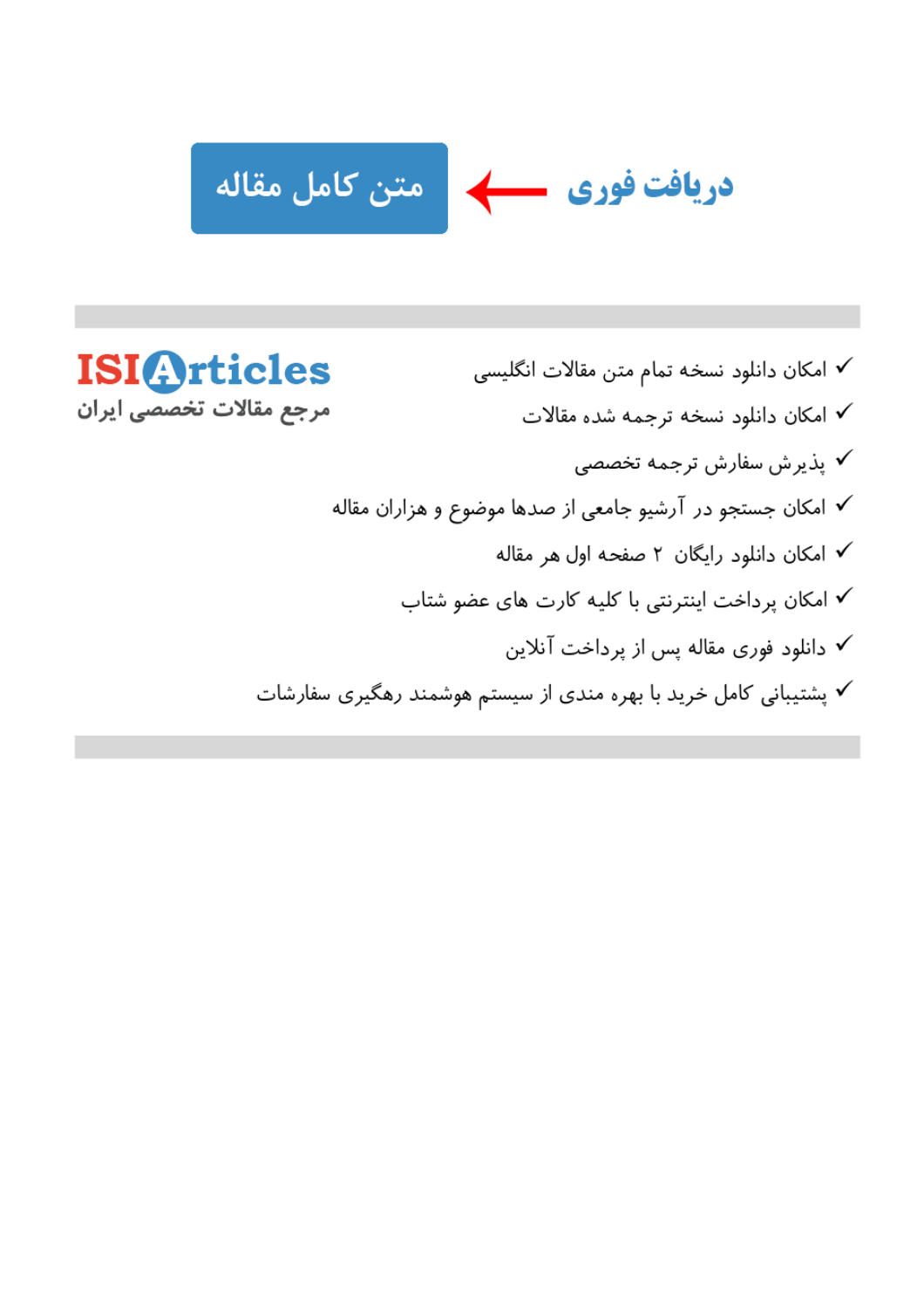دریافت فوری ← **متن کامل مقاله**

**ISIArticles**
مرجع مقالات تخصصی ایران

- ✓ امکان دانلود نسخه تمام متن مقالات انگلیسی
- ✓ امکان دانلود نسخه ترجمه شده مقالات
- ✓ پذیرش سفارش ترجمه تخصصی
- ✓ امکان جستجو در آرشیو جامعی از صدها موضوع و هزاران مقاله
- ✓ امکان دانلود رایگان ۲ صفحه اول هر مقاله
- ✓ امکان پرداخت اینترنتی با کلیه کارت های عضو شتاب
- ✓ دانلود فوری مقاله پس از پرداخت آنلاین
- ✓ پشتیبانی کامل خرید با بهره مندی از سیستم هوشمند رهگیری سفارشات